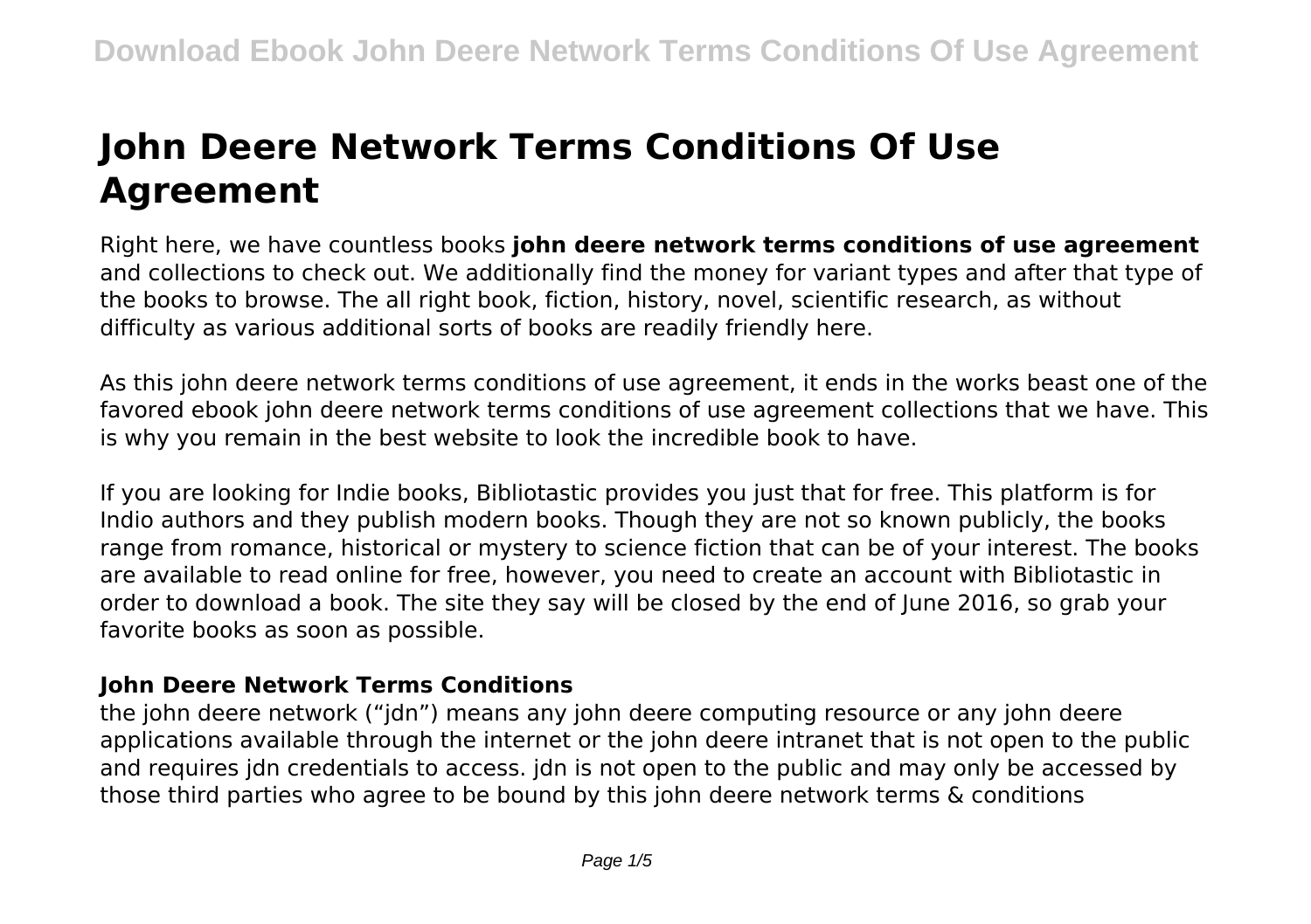# John Deere Network Terms Conditions Of Use Agreement

Right here, we have countless books **john deere network terms conditions of use agreement** and collections to check out. We additionally find the money for variant types and after that type of the books to browse. The all right book, fiction, history, novel, scientific research, as without difficulty as various additional sorts of books are readily friendly here.

As this john deere network terms conditions of use agreement, it ends in the works beast one of the favored ebook john deere network terms conditions of use agreement collections that we have. This is why you remain in the best website to look the incredible book to have.

If you are looking for Indie books, Bibliotastic provides you just that for free. This platform is for Indio authors and they publish modern books. Though they are not so known publicly, the books range from romance, historical or mystery to science fiction that can be of your interest. The books are available to read online for free, however, you need to create an account with Bibliotastic in order to download a book. The site they say will be closed by the end of June 2016, so grab your favorite books as soon as possible.

## John Deere Network Terms Conditions

the john deere network ("jdn") means any john deere computing resource or any john deere applications available through the internet or the john deere intranet that is not open to the public and requires jdn credentials to access. jdn is not open to the public and may only be accessed by those third parties who agree to be bound by this john deere network terms & conditions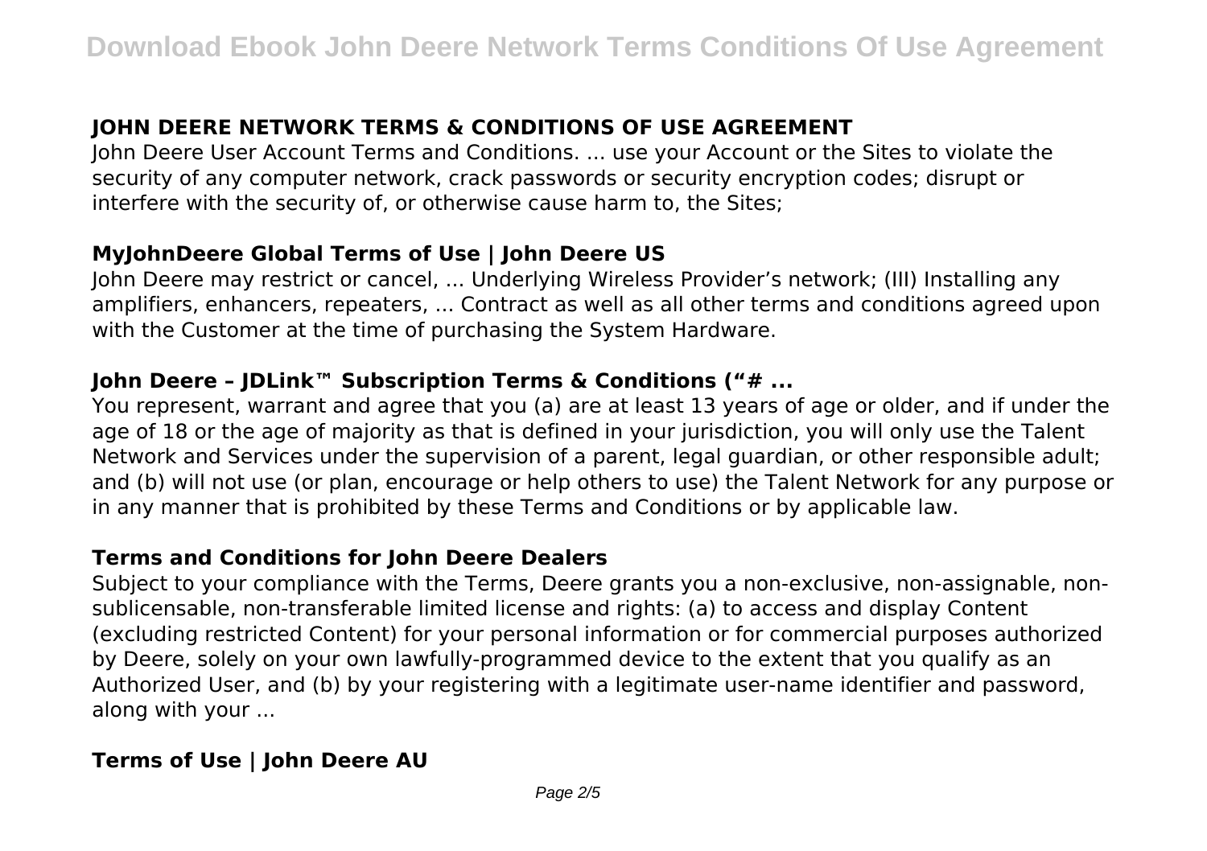### JOHN DEERE NETWORK TERMS & CONDITIONS OF USE AGREEMENT

John Deere User Account Terms and Conditions. ... use your Account or the Sites to violate the security of any computer network, crack passwords or security encryption codes; disrupt or interfere with the security of, or otherwise cause harm to, the Sites;

### MyJohnDeere Global Terms of Use | John Deere US

John Deere may restrict or cancel, ... Underlying Wireless Provider's network; (III) Installing any amplifiers, enhancers, repeaters, ... Contract as well as all other terms and conditions agreed upon with the Customer at the time of purchasing the System Hardware.

### John Deere – JDLink™ Subscription Terms & Conditions ("# ...

You represent, warrant and agree that you (a) are at least 13 years of age or older, and if under the age of 18 or the age of majority as that is defined in your jurisdiction, you will only use the Talent Network and Services under the supervision of a parent, legal guardian, or other responsible adult; and (b) will not use (or plan, encourage or help others to use) the Talent Network for any purpose or in any manner that is prohibited by these Terms and Conditions or by applicable law.

### Terms and Conditions for John Deere Dealers

Subject to your compliance with the Terms, Deere grants you a non-exclusive, non-assignable, non-sublicensable, non-transferable limited license and rights: (a) to access and display Content (excluding restricted Content) for your personal information or for commercial purposes authorized by Deere, solely on your own lawfully-programmed device to the extent that you qualify as an Authorized User, and (b) by your registering with a legitimate user-name identifier and password, along with your ...

### Terms of Use | John Deere AU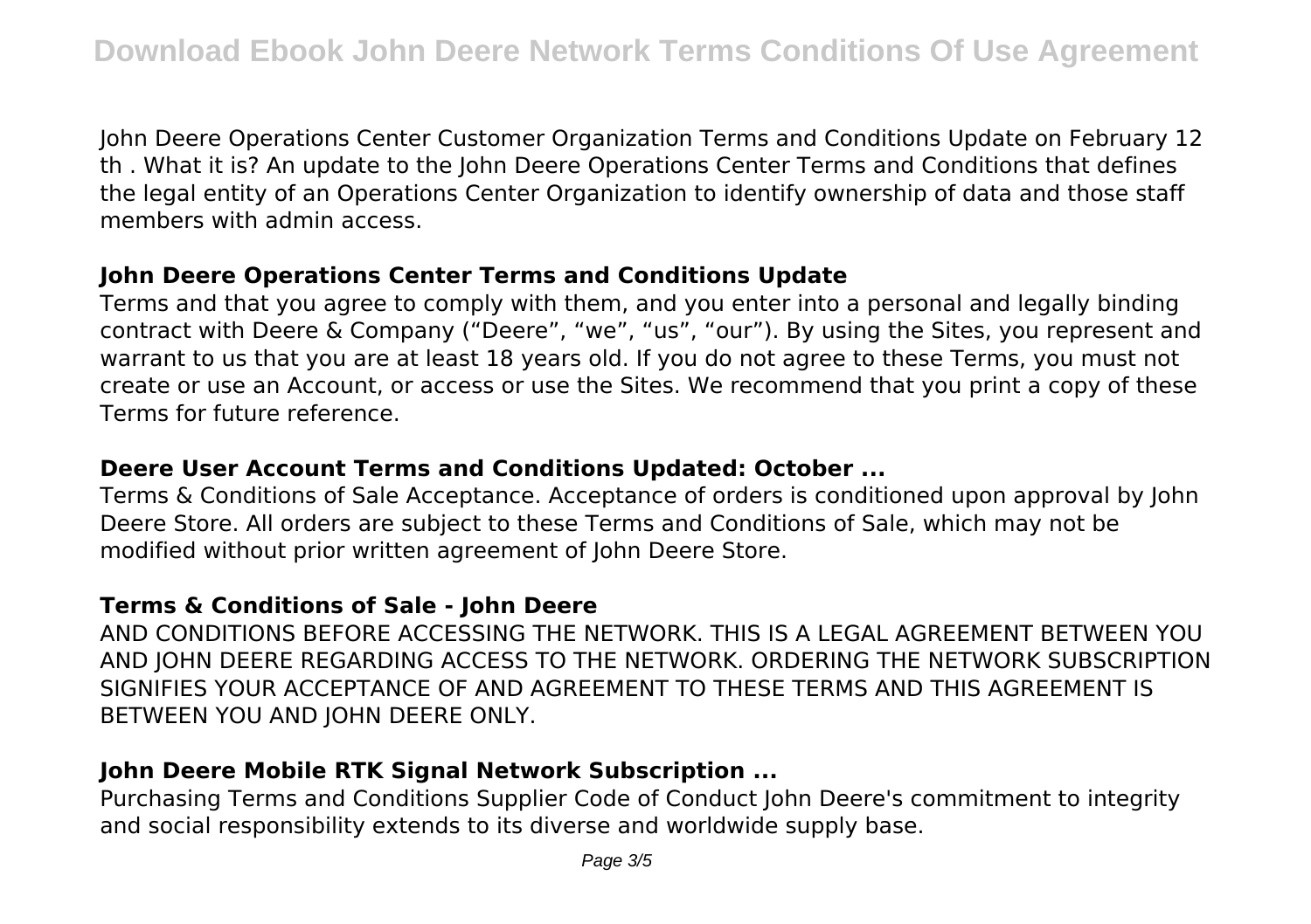John Deere Operations Center Customer Organization Terms and Conditions Update on February 12 th . What it is? An update to the John Deere Operations Center Terms and Conditions that defines the legal entity of an Operations Center Organization to identify ownership of data and those staff members with admin access.

### John Deere Operations Center Terms and Conditions Update

Terms and that you agree to comply with them, and you enter into a personal and legally binding contract with Deere & Company ("Deere", "we", "us", "our"). By using the Sites, you represent and warrant to us that you are at least 18 years old. If you do not agree to these Terms, you must not create or use an Account, or access or use the Sites. We recommend that you print a copy of these Terms for future reference.

### Deere User Account Terms and Conditions Updated: October ...

Terms & Conditions of Sale Acceptance. Acceptance of orders is conditioned upon approval by John Deere Store. All orders are subject to these Terms and Conditions of Sale, which may not be modified without prior written agreement of John Deere Store.

### Terms & Conditions of Sale - John Deere

AND CONDITIONS BEFORE ACCESSING THE NETWORK. THIS IS A LEGAL AGREEMENT BETWEEN YOU AND JOHN DEERE REGARDING ACCESS TO THE NETWORK. ORDERING THE NETWORK SUBSCRIPTION SIGNIFIES YOUR ACCEPTANCE OF AND AGREEMENT TO THESE TERMS AND THIS AGREEMENT IS BETWEEN YOU AND JOHN DEERE ONLY.

### John Deere Mobile RTK Signal Network Subscription ...

Purchasing Terms and Conditions Supplier Code of Conduct John Deere's commitment to integrity and social responsibility extends to its diverse and worldwide supply base.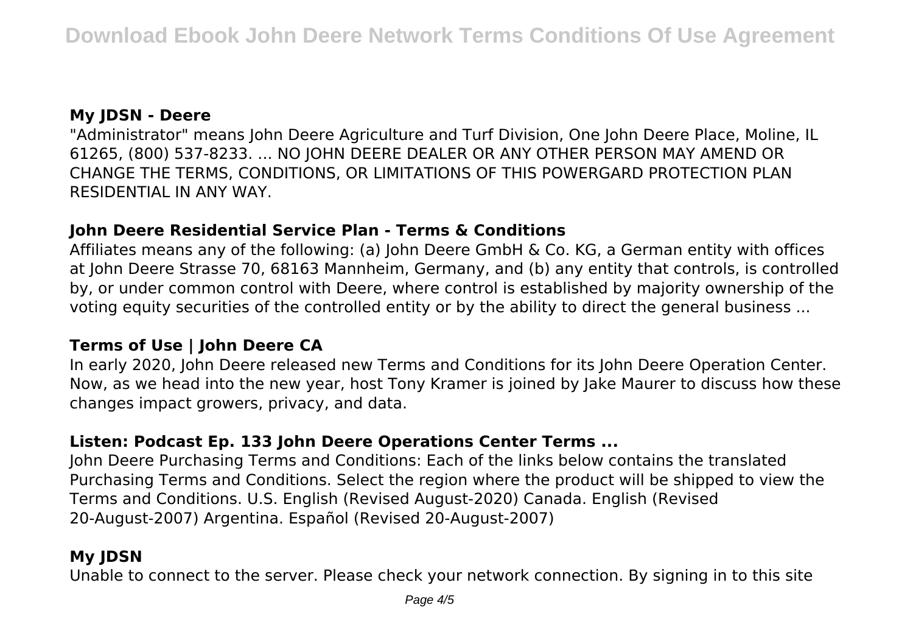### My JDSN - Deere

"Administrator" means John Deere Agriculture and Turf Division, One John Deere Place, Moline, IL 61265, (800) 537-8233. ... NO JOHN DEERE DEALER OR ANY OTHER PERSON MAY AMEND OR CHANGE THE TERMS, CONDITIONS, OR LIMITATIONS OF THIS POWERGARD PROTECTION PLAN RESIDENTIAL IN ANY WAY.

### John Deere Residential Service Plan - Terms & Conditions

Affiliates means any of the following: (a) John Deere GmbH & Co. KG, a German entity with offices at John Deere Strasse 70, 68163 Mannheim, Germany, and (b) any entity that controls, is controlled by, or under common control with Deere, where control is established by majority ownership of the voting equity securities of the controlled entity or by the ability to direct the general business ...

### Terms of Use | John Deere CA

In early 2020, John Deere released new Terms and Conditions for its John Deere Operation Center. Now, as we head into the new year, host Tony Kramer is joined by Jake Maurer to discuss how these changes impact growers, privacy, and data.

### Listen: Podcast Ep. 133 John Deere Operations Center Terms ...

John Deere Purchasing Terms and Conditions: Each of the links below contains the translated Purchasing Terms and Conditions. Select the region where the product will be shipped to view the Terms and Conditions. U.S. English (Revised August-2020) Canada. English (Revised 20-August-2007) Argentina. Español (Revised 20-August-2007)

### My JDSN

Unable to connect to the server. Please check your network connection. By signing in to this site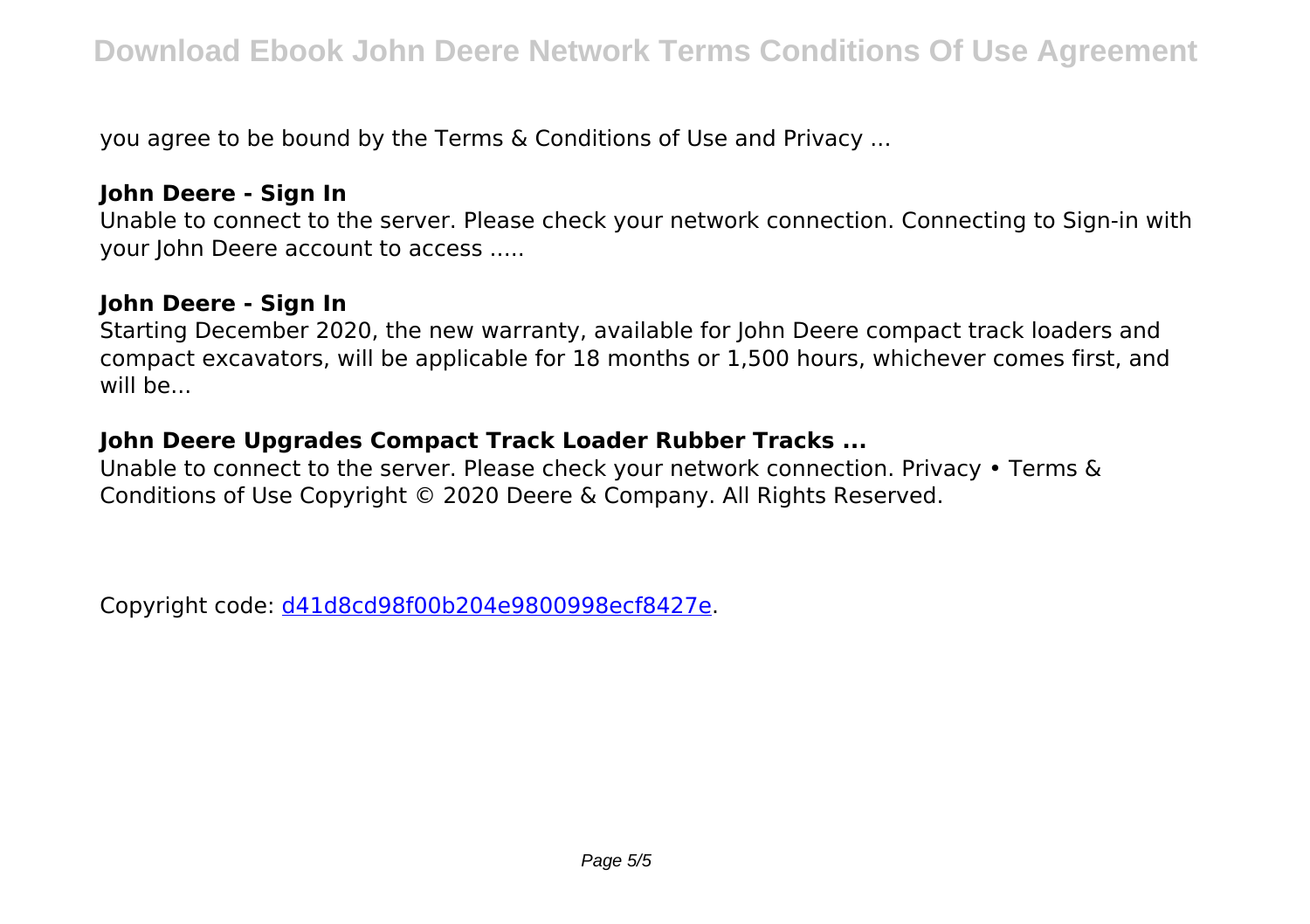you agree to be bound by the Terms & Conditions of Use and Privacy ...

**John Deere - Sign In**

Unable to connect to the server. Please check your network connection. Connecting to Sign-in with your John Deere account to access .....

**John Deere - Sign In**

Starting December 2020, the new warranty, available for John Deere compact track loaders and compact excavators, will be applicable for 18 months or 1,500 hours, whichever comes first, and will be...

**John Deere Upgrades Compact Track Loader Rubber Tracks ...**

Unable to connect to the server. Please check your network connection. Privacy • Terms & Conditions of Use Copyright © 2020 Deere & Company. All Rights Reserved.

Copyright code: d41d8cd98f00b204e9800998ecf8427e.